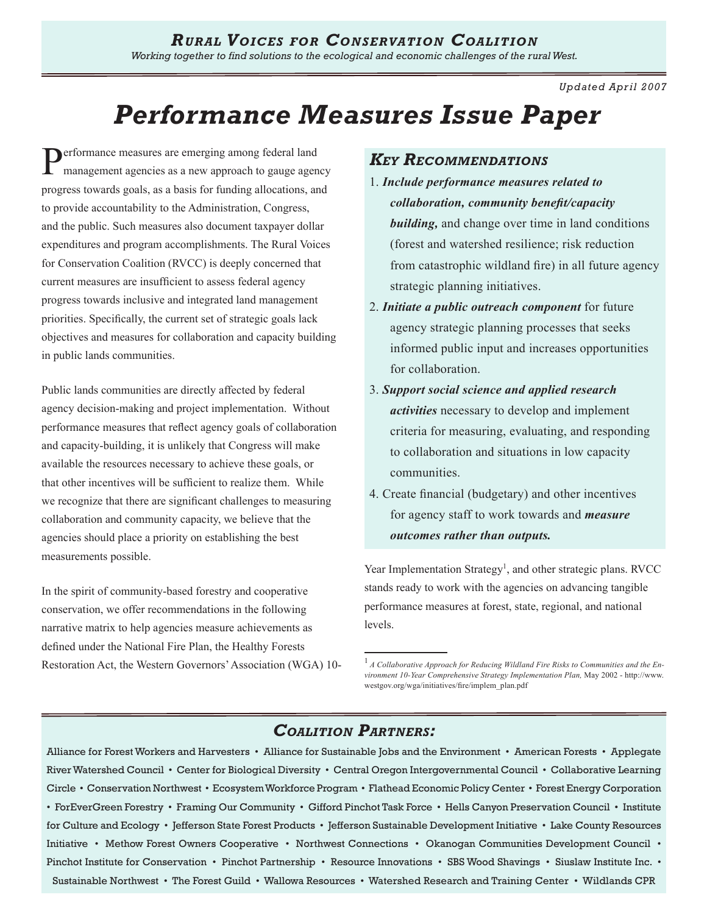## *Rural Voices for Conservation Coalition*

*Working together to find solutions to the ecological and economic challenges of the rural West.*

*Updated April 2007*

# *Performance Measures Issue Paper*

Performance measures are emerging among federal land management agencies as a new approach to gauge agency progress towards goals, as a basis for funding allocations, and to provide accountability to the Administration, Congress, and the public. Such measures also document taxpayer dollar expenditures and program accomplishments. The Rural Voices for Conservation Coalition (RVCC) is deeply concerned that current measures are insufficient to assess federal agency progress towards inclusive and integrated land management priorities. Specifically, the current set of strategic goals lack objectives and measures for collaboration and capacity building in public lands communities.

Public lands communities are directly affected by federal agency decision-making and project implementation. Without performance measures that reflect agency goals of collaboration and capacity-building, it is unlikely that Congress will make available the resources necessary to achieve these goals, or that other incentives will be sufficient to realize them. While we recognize that there are significant challenges to measuring collaboration and community capacity, we believe that the agencies should place a priority on establishing the best measurements possible.

In the spirit of community-based forestry and cooperative conservation, we offer recommendations in the following narrative matrix to help agencies measure achievements as defined under the National Fire Plan, the Healthy Forests Restoration Act, the Western Governors' Association (WGA) 10-Year Implementation Strategy[1], and other strategic plans. RVCC stands ready to work with the agencies on advancing tangible performance measures at forest, state, regional, and national levels.

### *Key Recommendations*

1. ***Include performance measures related to collaboration, community benefit/capacity building,*** and change over time in land conditions (forest and watershed resilience; risk reduction from catastrophic wildland fire) in all future agency strategic planning initiatives.
2. ***Initiate a public outreach component*** for future agency strategic planning processes that seeks informed public input and increases opportunities for collaboration.
3. ***Support social science and applied research activities*** necessary to develop and implement criteria for measuring, evaluating, and responding to collaboration and situations in low capacity communities.
4. Create financial (budgetary) and other incentives for agency staff to work towards and ***measure outcomes rather than outputs.***

[1] *A Collaborative Approach for Reducing Wildland Fire Risks to Communities and the Environment 10-Year Comprehensive Strategy Implementation Plan,* May 2002 - http://www.westgov.org/wga/initiatives/fire/implem_plan.pdf

### *Coalition Partners:*

Alliance for Forest Workers and Harvesters • Alliance for Sustainable Jobs and the Environment • American Forests • Applegate River Watershed Council • Center for Biological Diversity • Central Oregon Intergovernmental Council • Collaborative Learning Circle • Conservation Northwest • Ecosystem Workforce Program • Flathead Economic Policy Center • Forest Energy Corporation • ForEverGreen Forestry • Framing Our Community • Gifford Pinchot Task Force • Hells Canyon Preservation Council • Institute for Culture and Ecology • Jefferson State Forest Products • Jefferson Sustainable Development Initiative • Lake County Resources Initiative • Methow Forest Owners Cooperative • Northwest Connections • Okanogan Communities Development Council • Pinchot Institute for Conservation • Pinchot Partnership • Resource Innovations • SBS Wood Shavings • Siuslaw Institute Inc. • Sustainable Northwest • The Forest Guild • Wallowa Resources • Watershed Research and Training Center • Wildlands CPR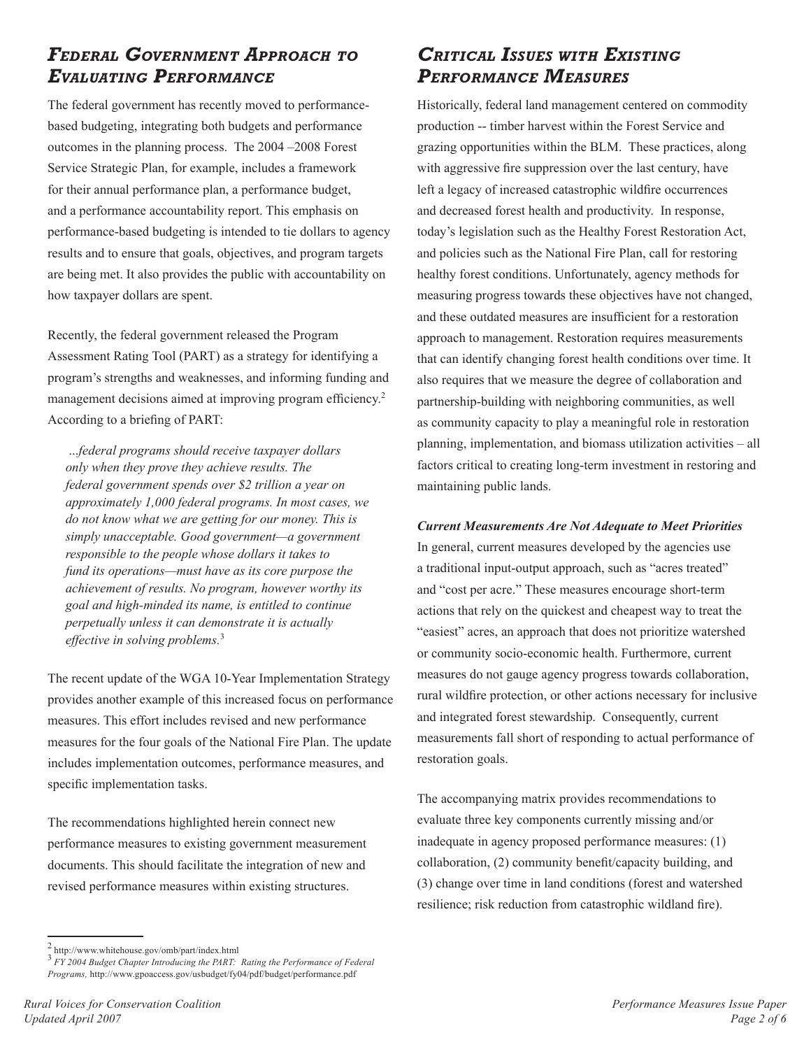## *Federal Government Approach to Evaluating Performance*

The federal government has recently moved to performance-based budgeting, integrating both budgets and performance outcomes in the planning process. The 2004 –2008 Forest Service Strategic Plan, for example, includes a framework for their annual performance plan, a performance budget, and a performance accountability report. This emphasis on performance-based budgeting is intended to tie dollars to agency results and to ensure that goals, objectives, and program targets are being met. It also provides the public with accountability on how taxpayer dollars are spent.

Recently, the federal government released the Program Assessment Rating Tool (PART) as a strategy for identifying a program's strengths and weaknesses, and informing funding and management decisions aimed at improving program efficiency.[2] According to a briefing of PART:

> *...federal programs should receive taxpayer dollars only when they prove they achieve results. The federal government spends over $2 trillion a year on approximately 1,000 federal programs. In most cases, we do not know what we are getting for our money. This is simply unacceptable. Good government—a government responsible to the people whose dollars it takes to fund its operations—must have as its core purpose the achievement of results. No program, however worthy its goal and high-minded its name, is entitled to continue perpetually unless it can demonstrate it is actually effective in solving problems.*[3]

The recent update of the WGA 10-Year Implementation Strategy provides another example of this increased focus on performance measures. This effort includes revised and new performance measures for the four goals of the National Fire Plan. The update includes implementation outcomes, performance measures, and specific implementation tasks.

The recommendations highlighted herein connect new performance measures to existing government measurement documents. This should facilitate the integration of new and revised performance measures within existing structures.

## *Critical Issues with Existing Performance Measures*

Historically, federal land management centered on commodity production -- timber harvest within the Forest Service and grazing opportunities within the BLM. These practices, along with aggressive fire suppression over the last century, have left a legacy of increased catastrophic wildfire occurrences and decreased forest health and productivity. In response, today's legislation such as the Healthy Forest Restoration Act, and policies such as the National Fire Plan, call for restoring healthy forest conditions. Unfortunately, agency methods for measuring progress towards these objectives have not changed, and these outdated measures are insufficient for a restoration approach to management. Restoration requires measurements that can identify changing forest health conditions over time. It also requires that we measure the degree of collaboration and partnership-building with neighboring communities, as well as community capacity to play a meaningful role in restoration planning, implementation, and biomass utilization activities – all factors critical to creating long-term investment in restoring and maintaining public lands.

***Current Measurements Are Not Adequate to Meet Priorities***

In general, current measures developed by the agencies use a traditional input-output approach, such as "acres treated" and "cost per acre." These measures encourage short-term actions that rely on the quickest and cheapest way to treat the "easiest" acres, an approach that does not prioritize watershed or community socio-economic health. Furthermore, current measures do not gauge agency progress towards collaboration, rural wildfire protection, or other actions necessary for inclusive and integrated forest stewardship. Consequently, current measurements fall short of responding to actual performance of restoration goals.

The accompanying matrix provides recommendations to evaluate three key components currently missing and/or inadequate in agency proposed performance measures: (1) collaboration, (2) community benefit/capacity building, and (3) change over time in land conditions (forest and watershed resilience; risk reduction from catastrophic wildland fire).

---

[2] http://www.whitehouse.gov/omb/part/index.html

[3] *FY 2004 Budget Chapter Introducing the PART: Rating the Performance of Federal Programs,* http://www.gpoaccess.gov/usbudget/fy04/pdf/budget/performance.pdf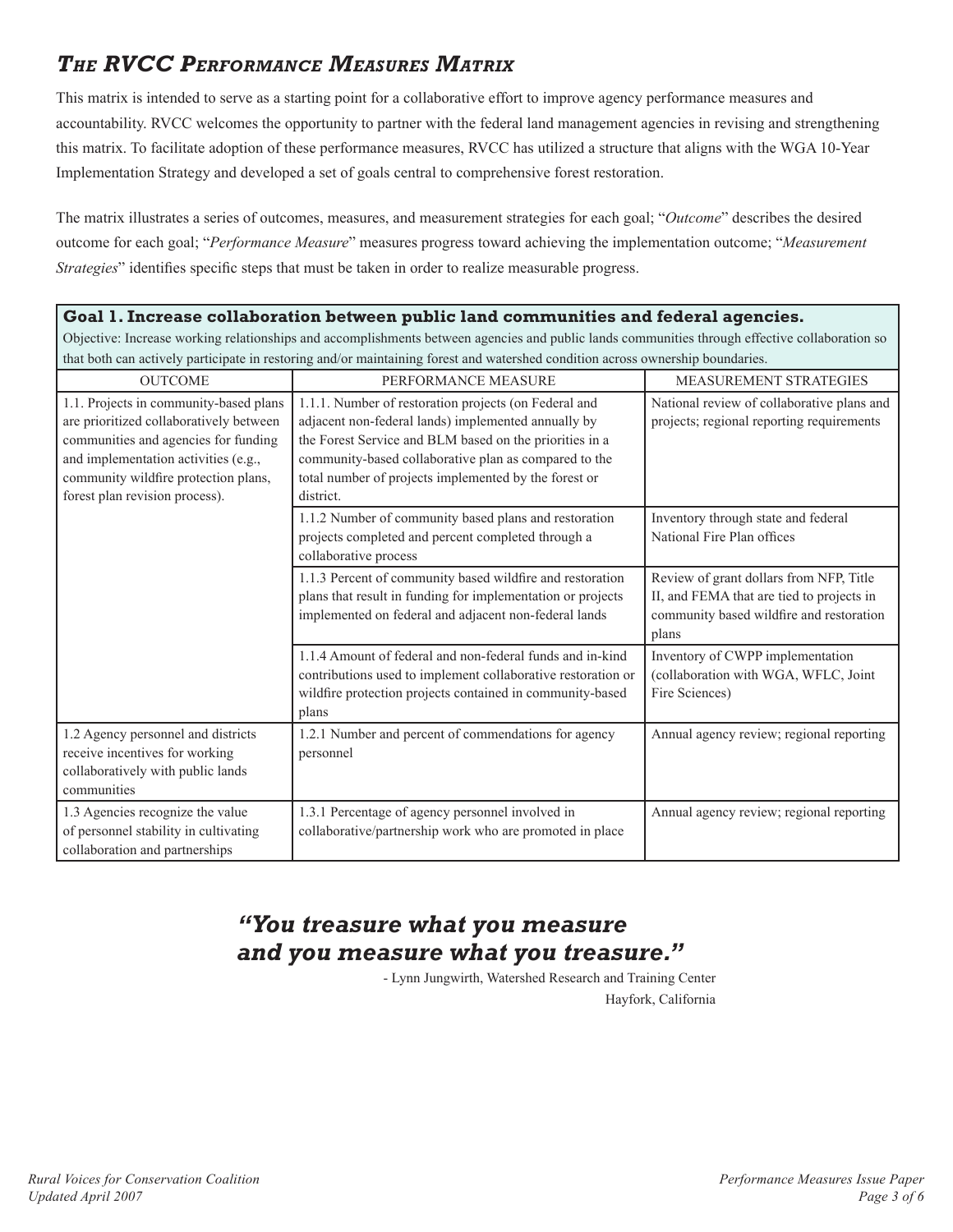## *The RVCC Performance Measures Matrix*

This matrix is intended to serve as a starting point for a collaborative effort to improve agency performance measures and accountability. RVCC welcomes the opportunity to partner with the federal land management agencies in revising and strengthening this matrix. To facilitate adoption of these performance measures, RVCC has utilized a structure that aligns with the WGA 10-Year Implementation Strategy and developed a set of goals central to comprehensive forest restoration.

The matrix illustrates a series of outcomes, measures, and measurement strategies for each goal; "*Outcome*" describes the desired outcome for each goal; "*Performance Measure*" measures progress toward achieving the implementation outcome; "*Measurement Strategies*" identifies specific steps that must be taken in order to realize measurable progress.

**Goal 1. Increase collaboration between public land communities and federal agencies.**

Objective: Increase working relationships and accomplishments between agencies and public lands communities through effective collaboration so that both can actively participate in restoring and/or maintaining forest and watershed condition across ownership boundaries.

| OUTCOME | PERFORMANCE MEASURE | MEASUREMENT STRATEGIES |
|---|---|---|
| 1.1. Projects in community-based plans are prioritized collaboratively between communities and agencies for funding and implementation activities (e.g., community wildfire protection plans, forest plan revision process). | 1.1.1. Number of restoration projects (on Federal and adjacent non-federal lands) implemented annually by the Forest Service and BLM based on the priorities in a community-based collaborative plan as compared to the total number of projects implemented by the forest or district. | National review of collaborative plans and projects; regional reporting requirements |
| | 1.1.2 Number of community based plans and restoration projects completed and percent completed through a collaborative process | Inventory through state and federal National Fire Plan offices |
| | 1.1.3 Percent of community based wildfire and restoration plans that result in funding for implementation or projects implemented on federal and adjacent non-federal lands | Review of grant dollars from NFP, Title II, and FEMA that are tied to projects in community based wildfire and restoration plans |
| | 1.1.4 Amount of federal and non-federal funds and in-kind contributions used to implement collaborative restoration or wildfire protection projects contained in community-based plans | Inventory of CWPP implementation (collaboration with WGA, WFLC, Joint Fire Sciences) |
| 1.2 Agency personnel and districts receive incentives for working collaboratively with public lands communities | 1.2.1 Number and percent of commendations for agency personnel | Annual agency review; regional reporting |
| 1.3 Agencies recognize the value of personnel stability in cultivating collaboration and partnerships | 1.3.1 Percentage of agency personnel involved in collaborative/partnership work who are promoted in place | Annual agency review; regional reporting |

***"You treasure what you measure and you measure what you treasure."***

- Lynn Jungwirth, Watershed Research and Training Center
Hayfork, California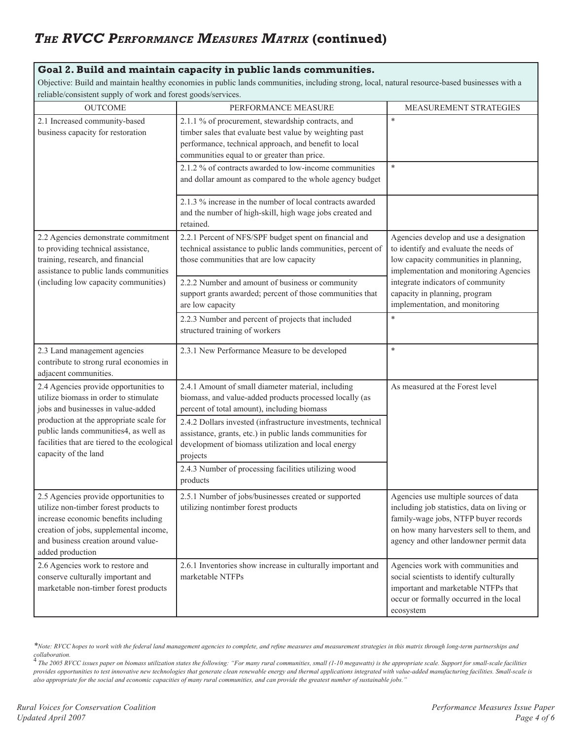## *The RVCC Performance Measures Matrix* (continued)

**Goal 2. Build and maintain capacity in public lands communities.**

Objective: Build and maintain healthy economies in public lands communities, including strong, local, natural resource-based businesses with a reliable/consistent supply of work and forest goods/services.

| OUTCOME | PERFORMANCE MEASURE | MEASUREMENT STRATEGIES |
|---|---|---|
| 2.1 Increased community-based business capacity for restoration | 2.1.1 % of procurement, stewardship contracts, and timber sales that evaluate best value by weighting past performance, technical approach, and benefit to local communities equal to or greater than price. | * |
| | 2.1.2 % of contracts awarded to low-income communities and dollar amount as compared to the whole agency budget | * |
| | 2.1.3 % increase in the number of local contracts awarded and the number of high-skill, high wage jobs created and retained. | |
| 2.2 Agencies demonstrate commitment to providing technical assistance, training, research, and financial assistance to public lands communities (including low capacity communities) | 2.2.1 Percent of NFS/SPF budget spent on financial and technical assistance to public lands communities, percent of those communities that are low capacity | Agencies develop and use a designation to identify and evaluate the needs of low capacity communities in planning, implementation and monitoring Agencies integrate indicators of community capacity in planning, program implementation, and monitoring |
| | 2.2.2 Number and amount of business or community support grants awarded; percent of those communities that are low capacity | |
| | 2.2.3 Number and percent of projects that included structured training of workers | * |
| 2.3 Land management agencies contribute to strong rural economies in adjacent communities. | 2.3.1 New Performance Measure to be developed | * |
| 2.4 Agencies provide opportunities to utilize biomass in order to stimulate jobs and businesses in value-added production at the appropriate scale for public lands communities4, as well as facilities that are tiered to the ecological capacity of the land | 2.4.1 Amount of small diameter material, including biomass, and value-added products processed locally (as percent of total amount), including biomass | As measured at the Forest level |
| | 2.4.2 Dollars invested (infrastructure investments, technical assistance, grants, etc.) in public lands communities for development of biomass utilization and local energy projects | |
| | 2.4.3 Number of processing facilities utilizing wood products | |
| 2.5 Agencies provide opportunities to utilize non-timber forest products to increase economic benefits including creation of jobs, supplemental income, and business creation around value-added production | 2.5.1 Number of jobs/businesses created or supported utilizing nontimber forest products | Agencies use multiple sources of data including job statistics, data on living or family-wage jobs, NTFP buyer records on how many harvesters sell to them, and agency and other landowner permit data |
| 2.6 Agencies work to restore and conserve culturally important and marketable non-timber forest products | 2.6.1 Inventories show increase in culturally important and marketable NTFPs | Agencies work with communities and social scientists to identify culturally important and marketable NTFPs that occur or formally occurred in the local ecosystem |

**Note:* *RVCC hopes to work with the federal land management agencies to complete, and refine measures and measurement strategies in this matrix through long-term partnerships and collaboration.*

[4] *The 2005 RVCC issues paper on biomass utilization states the following: "For many rural communities, small (1-10 megawatts) is the appropriate scale. Support for small-scale facilities provides opportunities to test innovative new technologies that generate clean renewable energy and thermal applications integrated with value-added manufacturing facilities. Small-scale is also appropriate for the social and economic capacities of many rural communities, and can provide the greatest number of sustainable jobs."*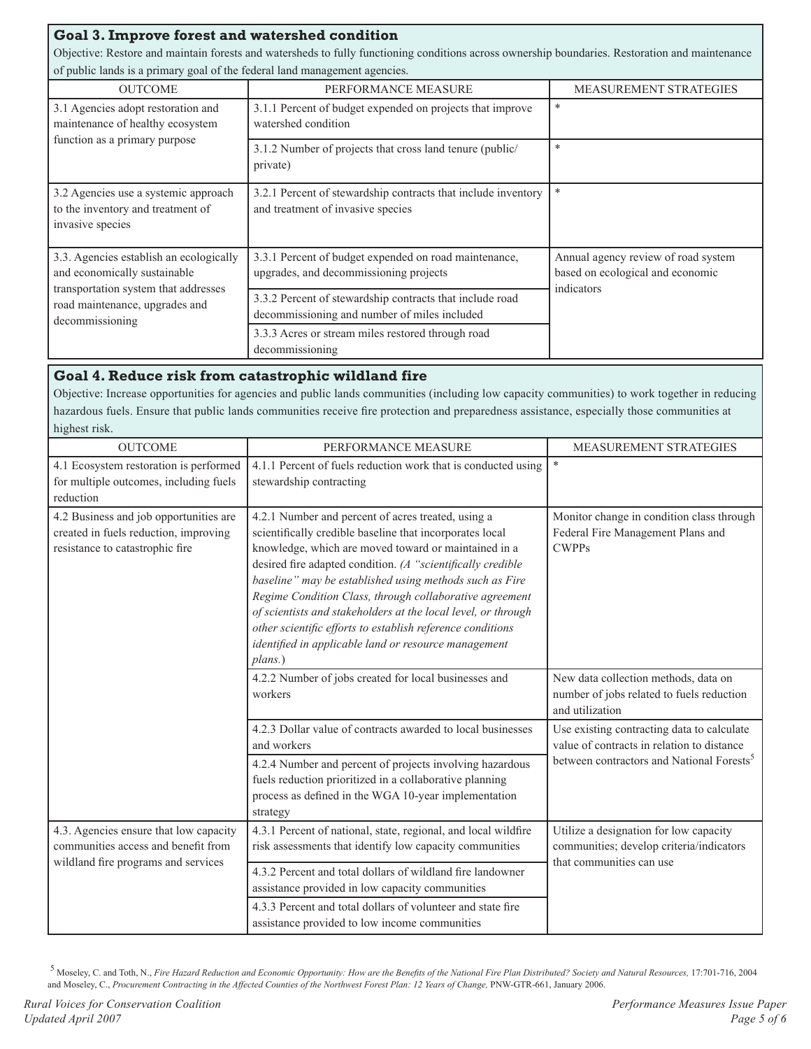## Goal 3. Improve forest and watershed condition

Objective: Restore and maintain forests and watersheds to fully functioning conditions across ownership boundaries. Restoration and maintenance of public lands is a primary goal of the federal land management agencies.

| OUTCOME | PERFORMANCE MEASURE | MEASUREMENT STRATEGIES |
| --- | --- | --- |
| 3.1 Agencies adopt restoration and maintenance of healthy ecosystem function as a primary purpose | 3.1.1 Percent of budget expended on projects that improve watershed condition | * |
| | 3.1.2 Number of projects that cross land tenure (public/private) | * |
| 3.2 Agencies use a systemic approach to the inventory and treatment of invasive species | 3.2.1 Percent of stewardship contracts that include inventory and treatment of invasive species | * |
| 3.3. Agencies establish an ecologically and economically sustainable transportation system that addresses road maintenance, upgrades and decommissioning | 3.3.1 Percent of budget expended on road maintenance, upgrades, and decommissioning projects | Annual agency review of road system based on ecological and economic indicators |
| | 3.3.2 Percent of stewardship contracts that include road decommissioning and number of miles included | |
| | 3.3.3 Acres or stream miles restored through road decommissioning | |

## Goal 4. Reduce risk from catastrophic wildland fire

Objective: Increase opportunities for agencies and public lands communities (including low capacity communities) to work together in reducing hazardous fuels. Ensure that public lands communities receive fire protection and preparedness assistance, especially those communities at highest risk.

| OUTCOME | PERFORMANCE MEASURE | MEASUREMENT STRATEGIES |
| --- | --- | --- |
| 4.1 Ecosystem restoration is performed for multiple outcomes, including fuels reduction | 4.1.1 Percent of fuels reduction work that is conducted using stewardship contracting | * |
| 4.2 Business and job opportunities are created in fuels reduction, improving resistance to catastrophic fire | 4.2.1 Number and percent of acres treated, using a scientifically credible baseline that incorporates local knowledge, which are moved toward or maintained in a desired fire adapted condition. *(A "scientifically credible baseline" may be established using methods such as Fire Regime Condition Class, through collaborative agreement of scientists and stakeholders at the local level, or through other scientific efforts to establish reference conditions identified in applicable land or resource management plans.*) | Monitor change in condition class through Federal Fire Management Plans and CWPPs |
| | 4.2.2 Number of jobs created for local businesses and workers | New data collection methods, data on number of jobs related to fuels reduction and utilization |
| | 4.2.3 Dollar value of contracts awarded to local businesses and workers | Use existing contracting data to calculate value of contracts in relation to distance between contractors and National Forests[5] |
| | 4.2.4 Number and percent of projects involving hazardous fuels reduction prioritized in a collaborative planning process as defined in the WGA 10-year implementation strategy | |
| 4.3. Agencies ensure that low capacity communities access and benefit from wildland fire programs and services | 4.3.1 Percent of national, state, regional, and local wildfire risk assessments that identify low capacity communities | Utilize a designation for low capacity communities; develop criteria/indicators that communities can use |
| | 4.3.2 Percent and total dollars of wildland fire landowner assistance provided in low capacity communities | |
| | 4.3.3 Percent and total dollars of volunteer and state fire assistance provided to low income communities | |

[5] Moseley, C. and Toth, N., *Fire Hazard Reduction and Economic Opportunity: How are the Benefits of the National Fire Plan Distributed? Society and Natural Resources,* 17:701-716, 2004 and Moseley, C., *Procurement Contracting in the Affected Counties of the Northwest Forest Plan: 12 Years of Change,* PNW-GTR-661, January 2006.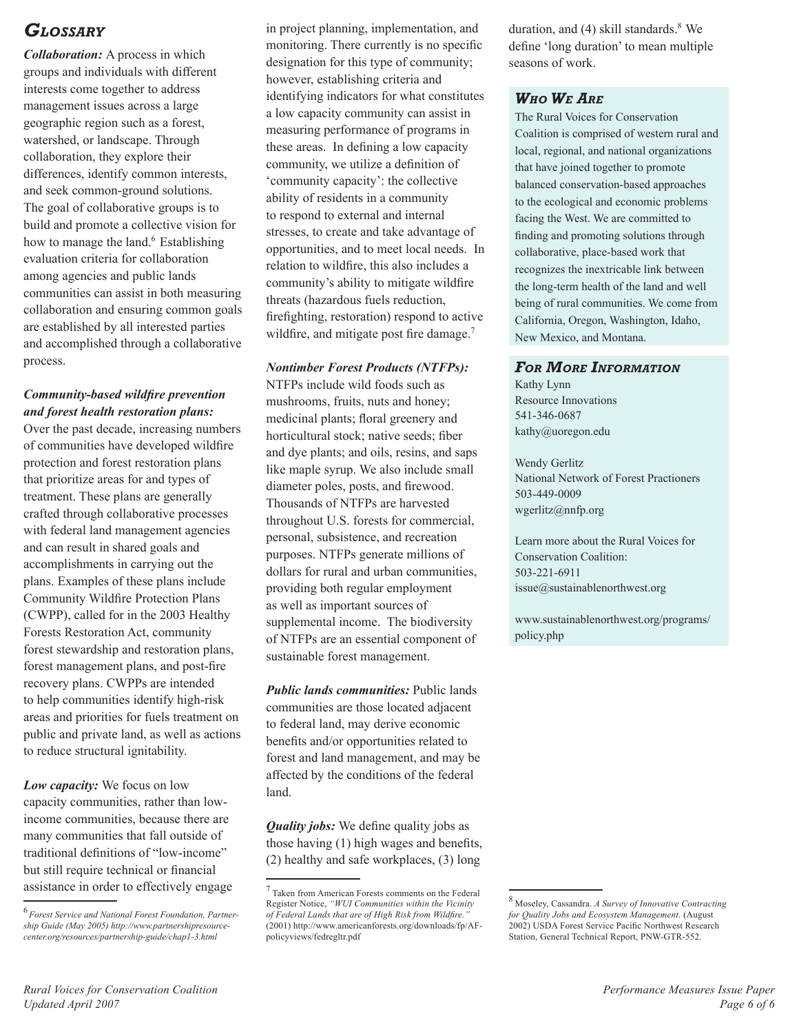## Glossary

***Collaboration:*** A process in which groups and individuals with different interests come together to address management issues across a large geographic region such as a forest, watershed, or landscape. Through collaboration, they explore their differences, identify common interests, and seek common-ground solutions. The goal of collaborative groups is to build and promote a collective vision for how to manage the land.[6] Establishing evaluation criteria for collaboration among agencies and public lands communities can assist in both measuring collaboration and ensuring common goals are established by all interested parties and accomplished through a collaborative process.

***Community-based wildfire prevention and forest health restoration plans:*** Over the past decade, increasing numbers of communities have developed wildfire protection and forest restoration plans that prioritize areas for and types of treatment. These plans are generally crafted through collaborative processes with federal land management agencies and can result in shared goals and accomplishments in carrying out the plans. Examples of these plans include Community Wildfire Protection Plans (CWPP), called for in the 2003 Healthy Forests Restoration Act, community forest stewardship and restoration plans, forest management plans, and post-fire recovery plans. CWPPs are intended to help communities identify high-risk areas and priorities for fuels treatment on public and private land, as well as actions to reduce structural ignitability.

***Low capacity:*** We focus on low capacity communities, rather than low-income communities, because there are many communities that fall outside of traditional definitions of "low-income" but still require technical or financial assistance in order to effectively engage in project planning, implementation, and monitoring. There currently is no specific designation for this type of community; however, establishing criteria and identifying indicators for what constitutes a low capacity community can assist in measuring performance of programs in these areas. In defining a low capacity community, we utilize a definition of 'community capacity': the collective ability of residents in a community to respond to external and internal stresses, to create and take advantage of opportunities, and to meet local needs. In relation to wildfire, this also includes a community's ability to mitigate wildfire threats (hazardous fuels reduction, firefighting, restoration) respond to active wildfire, and mitigate post fire damage.[7]

***Nontimber Forest Products (NTFPs):*** NTFPs include wild foods such as mushrooms, fruits, nuts and honey; medicinal plants; floral greenery and horticultural stock; native seeds; fiber and dye plants; and oils, resins, and saps like maple syrup. We also include small diameter poles, posts, and firewood. Thousands of NTFPs are harvested throughout U.S. forests for commercial, personal, subsistence, and recreation purposes. NTFPs generate millions of dollars for rural and urban communities, providing both regular employment as well as important sources of supplemental income. The biodiversity of NTFPs are an essential component of sustainable forest management.

***Public lands communities:*** Public lands communities are those located adjacent to federal land, may derive economic benefits and/or opportunities related to forest and land management, and may be affected by the conditions of the federal land.

***Quality jobs:*** We define quality jobs as those having (1) high wages and benefits, (2) healthy and safe workplaces, (3) long duration, and (4) skill standards.[8] We define 'long duration' to mean multiple seasons of work.

## Who We Are

The Rural Voices for Conservation Coalition is comprised of western rural and local, regional, and national organizations that have joined together to promote balanced conservation-based approaches to the ecological and economic problems facing the West. We are committed to finding and promoting solutions through collaborative, place-based work that recognizes the inextricable link between the long-term health of the land and well being of rural communities. We come from California, Oregon, Washington, Idaho, New Mexico, and Montana.

## For More Information

Kathy Lynn
Resource Innovations
541-346-0687
kathy@uoregon.edu

Wendy Gerlitz
National Network of Forest Practioners
503-449-0009
wgerlitz@nnfp.org

Learn more about the Rural Voices for Conservation Coalition:
503-221-6911
issue@sustainablenorthwest.org

www.sustainablenorthwest.org/programs/policy.php

---

[6] *Forest Service and National Forest Foundation, Partnership Guide (May 2005) http://www.partnershipresourcecenter.org/resources/partnership-guide/chap1-3.html*

[7] Taken from American Forests comments on the Federal Register Notice, *"WUI Communities within the Vicinity of Federal Lands that are of High Risk from Wildfire."* (2001) http://www.americanforests.org/downloads/fp/AF-policyviews/fedregltr.pdf

[8] Moseley, Cassandra. *A Survey of Innovative Contracting for Quality Jobs and Ecosystem Management.* (August 2002) USDA Forest Service Pacific Northwest Research Station, General Technical Report, PNW-GTR-552.